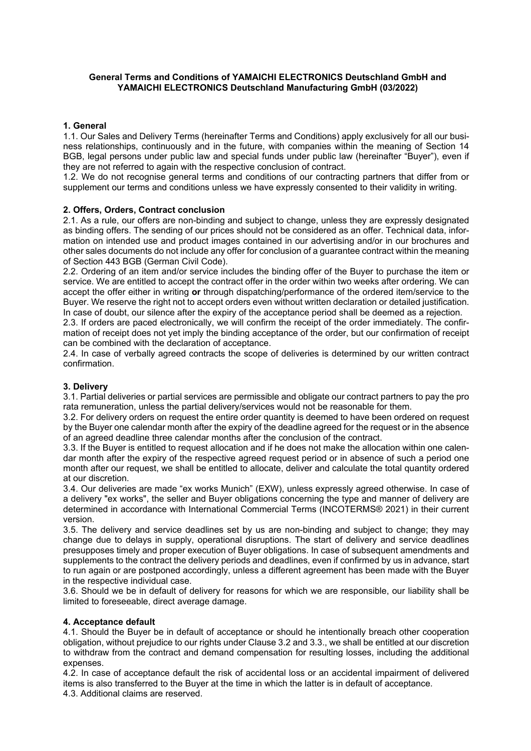**General Terms and Conditions of YAMAICHI ELECTRONICS Deutschland GmbH and YAMAICHI ELECTRONICS Deutschland Manufacturing GmbH (03/2022)**

## 1. General

1.1. Our Sales and Delivery Terms (hereinafter Terms and Conditions) apply exclusively for all our business relationships, continuously and in the future, with companies within the meaning of Section 14 BGB, legal persons under public law and special funds under public law (hereinafter "Buyer"), even if they are not referred to again with the respective conclusion of contract.

1.2. We do not recognise general terms and conditions of our contracting partners that differ from or supplement our terms and conditions unless we have expressly consented to their validity in writing.

## 2. Offers, Orders, Contract conclusion

2.1. As a rule, our offers are non-binding and subject to change, unless they are expressly designated as binding offers. The sending of our prices should not be considered as an offer. Technical data, information on intended use and product images contained in our advertising and/or in our brochures and other sales documents do not include any offer for conclusion of a guarantee contract within the meaning of Section 443 BGB (German Civil Code).

2.2. Ordering of an item and/or service includes the binding offer of the Buyer to purchase the item or service. We are entitled to accept the contract offer in the order within two weeks after ordering. We can accept the offer either in writing **or** through dispatching/performance of the ordered item/service to the Buyer. We reserve the right not to accept orders even without written declaration or detailed justification. In case of doubt, our silence after the expiry of the acceptance period shall be deemed as a rejection.

2.3. If orders are paced electronically, we will confirm the receipt of the order immediately. The confirmation of receipt does not yet imply the binding acceptance of the order, but our confirmation of receipt can be combined with the declaration of acceptance.

2.4. In case of verbally agreed contracts the scope of deliveries is determined by our written contract confirmation.

## 3. Delivery

3.1. Partial deliveries or partial services are permissible and obligate our contract partners to pay the pro rata remuneration, unless the partial delivery/services would not be reasonable for them.

3.2. For delivery orders on request the entire order quantity is deemed to have been ordered on request by the Buyer one calendar month after the expiry of the deadline agreed for the request or in the absence of an agreed deadline three calendar months after the conclusion of the contract.

3.3. If the Buyer is entitled to request allocation and if he does not make the allocation within one calendar month after the expiry of the respective agreed request period or in absence of such a period one month after our request, we shall be entitled to allocate, deliver and calculate the total quantity ordered at our discretion.

3.4. Our deliveries are made "ex works Munich" (EXW), unless expressly agreed otherwise. In case of a delivery "ex works", the seller and Buyer obligations concerning the type and manner of delivery are determined in accordance with International Commercial Terms (INCOTERMS® 2021) in their current version.

3.5. The delivery and service deadlines set by us are non-binding and subject to change; they may change due to delays in supply, operational disruptions. The start of delivery and service deadlines presupposes timely and proper execution of Buyer obligations. In case of subsequent amendments and supplements to the contract the delivery periods and deadlines, even if confirmed by us in advance, start to run again or are postponed accordingly, unless a different agreement has been made with the Buyer in the respective individual case.

3.6. Should we be in default of delivery for reasons for which we are responsible, our liability shall be limited to foreseeable, direct average damage.

## 4. Acceptance default

4.1. Should the Buyer be in default of acceptance or should he intentionally breach other cooperation obligation, without prejudice to our rights under Clause 3.2 and 3.3., we shall be entitled at our discretion to withdraw from the contract and demand compensation for resulting losses, including the additional expenses.

4.2. In case of acceptance default the risk of accidental loss or an accidental impairment of delivered items is also transferred to the Buyer at the time in which the latter is in default of acceptance.

4.3. Additional claims are reserved.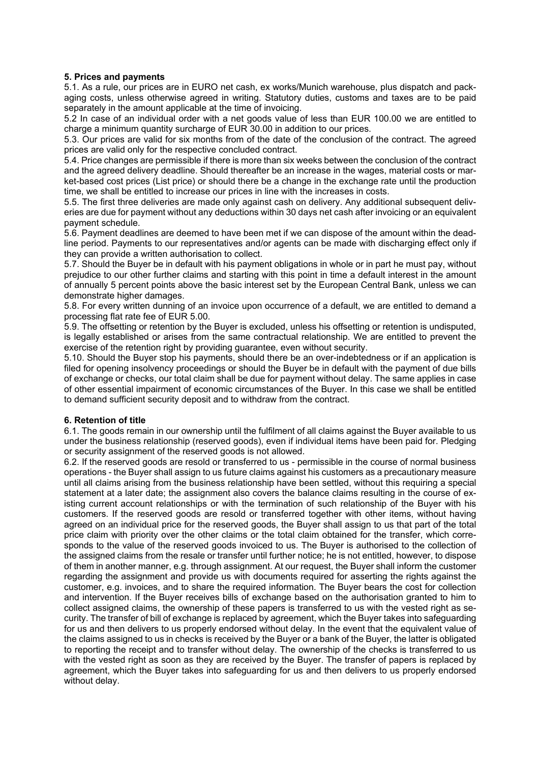**5. Prices and payments**

5.1. As a rule, our prices are in EURO net cash, ex works/Munich warehouse, plus dispatch and packaging costs, unless otherwise agreed in writing. Statutory duties, customs and taxes are to be paid separately in the amount applicable at the time of invoicing.

5.2 In case of an individual order with a net goods value of less than EUR 100.00 we are entitled to charge a minimum quantity surcharge of EUR 30.00 in addition to our prices.

5.3. Our prices are valid for six months from of the date of the conclusion of the contract. The agreed prices are valid only for the respective concluded contract.

5.4. Price changes are permissible if there is more than six weeks between the conclusion of the contract and the agreed delivery deadline. Should thereafter be an increase in the wages, material costs or market-based cost prices (List price) or should there be a change in the exchange rate until the production time, we shall be entitled to increase our prices in line with the increases in costs.

5.5. The first three deliveries are made only against cash on delivery. Any additional subsequent deliveries are due for payment without any deductions within 30 days net cash after invoicing or an equivalent payment schedule.

5.6. Payment deadlines are deemed to have been met if we can dispose of the amount within the deadline period. Payments to our representatives and/or agents can be made with discharging effect only if they can provide a written authorisation to collect.

5.7. Should the Buyer be in default with his payment obligations in whole or in part he must pay, without prejudice to our other further claims and starting with this point in time a default interest in the amount of annually 5 percent points above the basic interest set by the European Central Bank, unless we can demonstrate higher damages.

5.8. For every written dunning of an invoice upon occurrence of a default, we are entitled to demand a processing flat rate fee of EUR 5.00.

5.9. The offsetting or retention by the Buyer is excluded, unless his offsetting or retention is undisputed, is legally established or arises from the same contractual relationship. We are entitled to prevent the exercise of the retention right by providing guarantee, even without security.

5.10. Should the Buyer stop his payments, should there be an over-indebtedness or if an application is filed for opening insolvency proceedings or should the Buyer be in default with the payment of due bills of exchange or checks, our total claim shall be due for payment without delay. The same applies in case of other essential impairment of economic circumstances of the Buyer. In this case we shall be entitled to demand sufficient security deposit and to withdraw from the contract.

**6. Retention of title**

6.1. The goods remain in our ownership until the fulfilment of all claims against the Buyer available to us under the business relationship (reserved goods), even if individual items have been paid for. Pledging or security assignment of the reserved goods is not allowed.

6.2. If the reserved goods are resold or transferred to us - permissible in the course of normal business operations - the Buyer shall assign to us future claims against his customers as a precautionary measure until all claims arising from the business relationship have been settled, without this requiring a special statement at a later date; the assignment also covers the balance claims resulting in the course of existing current account relationships or with the termination of such relationship of the Buyer with his customers. If the reserved goods are resold or transferred together with other items, without having agreed on an individual price for the reserved goods, the Buyer shall assign to us that part of the total price claim with priority over the other claims or the total claim obtained for the transfer, which corresponds to the value of the reserved goods invoiced to us. The Buyer is authorised to the collection of the assigned claims from the resale or transfer until further notice; he is not entitled, however, to dispose of them in another manner, e.g. through assignment. At our request, the Buyer shall inform the customer regarding the assignment and provide us with documents required for asserting the rights against the customer, e.g. invoices, and to share the required information. The Buyer bears the cost for collection and intervention. If the Buyer receives bills of exchange based on the authorisation granted to him to collect assigned claims, the ownership of these papers is transferred to us with the vested right as security. The transfer of bill of exchange is replaced by agreement, which the Buyer takes into safeguarding for us and then delivers to us properly endorsed without delay. In the event that the equivalent value of the claims assigned to us in checks is received by the Buyer or a bank of the Buyer, the latter is obligated to reporting the receipt and to transfer without delay. The ownership of the checks is transferred to us with the vested right as soon as they are received by the Buyer. The transfer of papers is replaced by agreement, which the Buyer takes into safeguarding for us and then delivers to us properly endorsed without delay.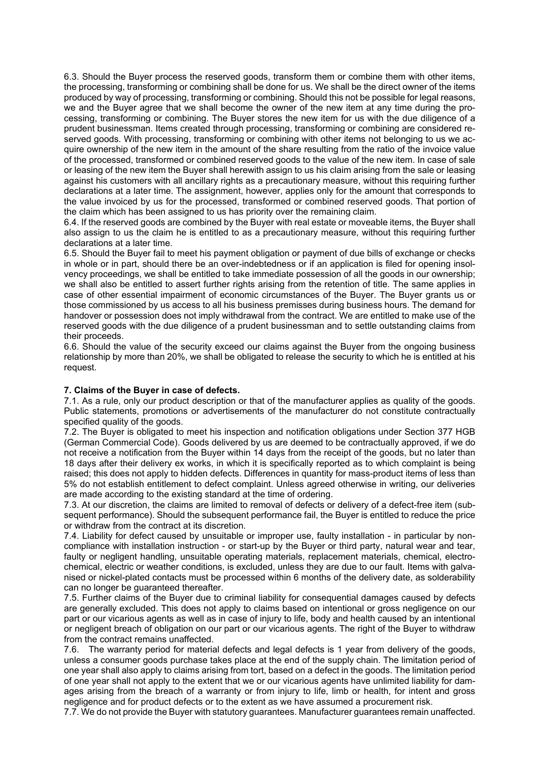6.3. Should the Buyer process the reserved goods, transform them or combine them with other items, the processing, transforming or combining shall be done for us. We shall be the direct owner of the items produced by way of processing, transforming or combining. Should this not be possible for legal reasons, we and the Buyer agree that we shall become the owner of the new item at any time during the processing, transforming or combining. The Buyer stores the new item for us with the due diligence of a prudent businessman. Items created through processing, transforming or combining are considered reserved goods. With processing, transforming or combining with other items not belonging to us we acquire ownership of the new item in the amount of the share resulting from the ratio of the invoice value of the processed, transformed or combined reserved goods to the value of the new item. In case of sale or leasing of the new item the Buyer shall herewith assign to us his claim arising from the sale or leasing against his customers with all ancillary rights as a precautionary measure, without this requiring further declarations at a later time. The assignment, however, applies only for the amount that corresponds to the value invoiced by us for the processed, transformed or combined reserved goods. That portion of the claim which has been assigned to us has priority over the remaining claim.

6.4. If the reserved goods are combined by the Buyer with real estate or moveable items, the Buyer shall also assign to us the claim he is entitled to as a precautionary measure, without this requiring further declarations at a later time.

6.5. Should the Buyer fail to meet his payment obligation or payment of due bills of exchange or checks in whole or in part, should there be an over-indebtedness or if an application is filed for opening insolvency proceedings, we shall be entitled to take immediate possession of all the goods in our ownership; we shall also be entitled to assert further rights arising from the retention of title. The same applies in case of other essential impairment of economic circumstances of the Buyer. The Buyer grants us or those commissioned by us access to all his business premisses during business hours. The demand for handover or possession does not imply withdrawal from the contract. We are entitled to make use of the reserved goods with the due diligence of a prudent businessman and to settle outstanding claims from their proceeds.

6.6. Should the value of the security exceed our claims against the Buyer from the ongoing business relationship by more than 20%, we shall be obligated to release the security to which he is entitled at his request.

**7. Claims of the Buyer in case of defects.**

7.1. As a rule, only our product description or that of the manufacturer applies as quality of the goods. Public statements, promotions or advertisements of the manufacturer do not constitute contractually specified quality of the goods.

7.2. The Buyer is obligated to meet his inspection and notification obligations under Section 377 HGB (German Commercial Code). Goods delivered by us are deemed to be contractually approved, if we do not receive a notification from the Buyer within 14 days from the receipt of the goods, but no later than 18 days after their delivery ex works, in which it is specifically reported as to which complaint is being raised; this does not apply to hidden defects. Differences in quantity for mass-product items of less than 5% do not establish entitlement to defect complaint. Unless agreed otherwise in writing, our deliveries are made according to the existing standard at the time of ordering.

7.3. At our discretion, the claims are limited to removal of defects or delivery of a defect-free item (subsequent performance). Should the subsequent performance fail, the Buyer is entitled to reduce the price or withdraw from the contract at its discretion.

7.4. Liability for defect caused by unsuitable or improper use, faulty installation - in particular by non-compliance with installation instruction - or start-up by the Buyer or third party, natural wear and tear, faulty or negligent handling, unsuitable operating materials, replacement materials, chemical, electrochemical, electric or weather conditions, is excluded, unless they are due to our fault. Items with galvanised or nickel-plated contacts must be processed within 6 months of the delivery date, as solderability can no longer be guaranteed thereafter.

7.5. Further claims of the Buyer due to criminal liability for consequential damages caused by defects are generally excluded. This does not apply to claims based on intentional or gross negligence on our part or our vicarious agents as well as in case of injury to life, body and health caused by an intentional or negligent breach of obligation on our part or our vicarious agents. The right of the Buyer to withdraw from the contract remains unaffected.

7.6. The warranty period for material defects and legal defects is 1 year from delivery of the goods, unless a consumer goods purchase takes place at the end of the supply chain. The limitation period of one year shall also apply to claims arising from tort, based on a defect in the goods. The limitation period of one year shall not apply to the extent that we or our vicarious agents have unlimited liability for damages arising from the breach of a warranty or from injury to life, limb or health, for intent and gross negligence and for product defects or to the extent as we have assumed a procurement risk.

7.7. We do not provide the Buyer with statutory guarantees. Manufacturer guarantees remain unaffected.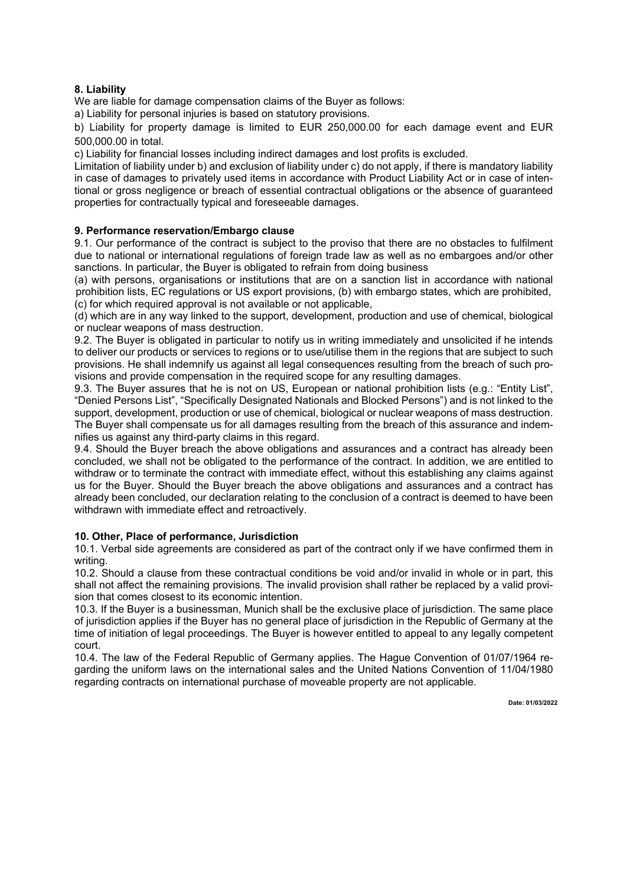**8. Liability**

We are liable for damage compensation claims of the Buyer as follows:

a) Liability for personal injuries is based on statutory provisions.

b) Liability for property damage is limited to EUR 250,000.00 for each damage event and EUR 500,000.00 in total.

c) Liability for financial losses including indirect damages and lost profits is excluded.

Limitation of liability under b) and exclusion of liability under c) do not apply, if there is mandatory liability in case of damages to privately used items in accordance with Product Liability Act or in case of intentional or gross negligence or breach of essential contractual obligations or the absence of guaranteed properties for contractually typical and foreseeable damages.

**9. Performance reservation/Embargo clause**

9.1. Our performance of the contract is subject to the proviso that there are no obstacles to fulfilment due to national or international regulations of foreign trade law as well as no embargoes and/or other sanctions. In particular, the Buyer is obligated to refrain from doing business

(a) with persons, organisations or institutions that are on a sanction list in accordance with national prohibition lists, EC regulations or US export provisions, (b) with embargo states, which are prohibited, (c) for which required approval is not available or not applicable,

(d) which are in any way linked to the support, development, production and use of chemical, biological or nuclear weapons of mass destruction.

9.2. The Buyer is obligated in particular to notify us in writing immediately and unsolicited if he intends to deliver our products or services to regions or to use/utilise them in the regions that are subject to such provisions. He shall indemnify us against all legal consequences resulting from the breach of such provisions and provide compensation in the required scope for any resulting damages.

9.3. The Buyer assures that he is not on US, European or national prohibition lists (e.g.: "Entity List", "Denied Persons List", "Specifically Designated Nationals and Blocked Persons") and is not linked to the support, development, production or use of chemical, biological or nuclear weapons of mass destruction. The Buyer shall compensate us for all damages resulting from the breach of this assurance and indemnifies us against any third-party claims in this regard.

9.4. Should the Buyer breach the above obligations and assurances and a contract has already been concluded, we shall not be obligated to the performance of the contract. In addition, we are entitled to withdraw or to terminate the contract with immediate effect, without this establishing any claims against us for the Buyer. Should the Buyer breach the above obligations and assurances and a contract has already been concluded, our declaration relating to the conclusion of a contract is deemed to have been withdrawn with immediate effect and retroactively.

**10. Other, Place of performance, Jurisdiction**

10.1. Verbal side agreements are considered as part of the contract only if we have confirmed them in writing.

10.2. Should a clause from these contractual conditions be void and/or invalid in whole or in part, this shall not affect the remaining provisions. The invalid provision shall rather be replaced by a valid provision that comes closest to its economic intention.

10.3. If the Buyer is a businessman, Munich shall be the exclusive place of jurisdiction. The same place of jurisdiction applies if the Buyer has no general place of jurisdiction in the Republic of Germany at the time of initiation of legal proceedings. The Buyer is however entitled to appeal to any legally competent court.

10.4. The law of the Federal Republic of Germany applies. The Hague Convention of 01/07/1964 regarding the uniform laws on the international sales and the United Nations Convention of 11/04/1980 regarding contracts on international purchase of moveable property are not applicable.

**Date: 01/03/2022**